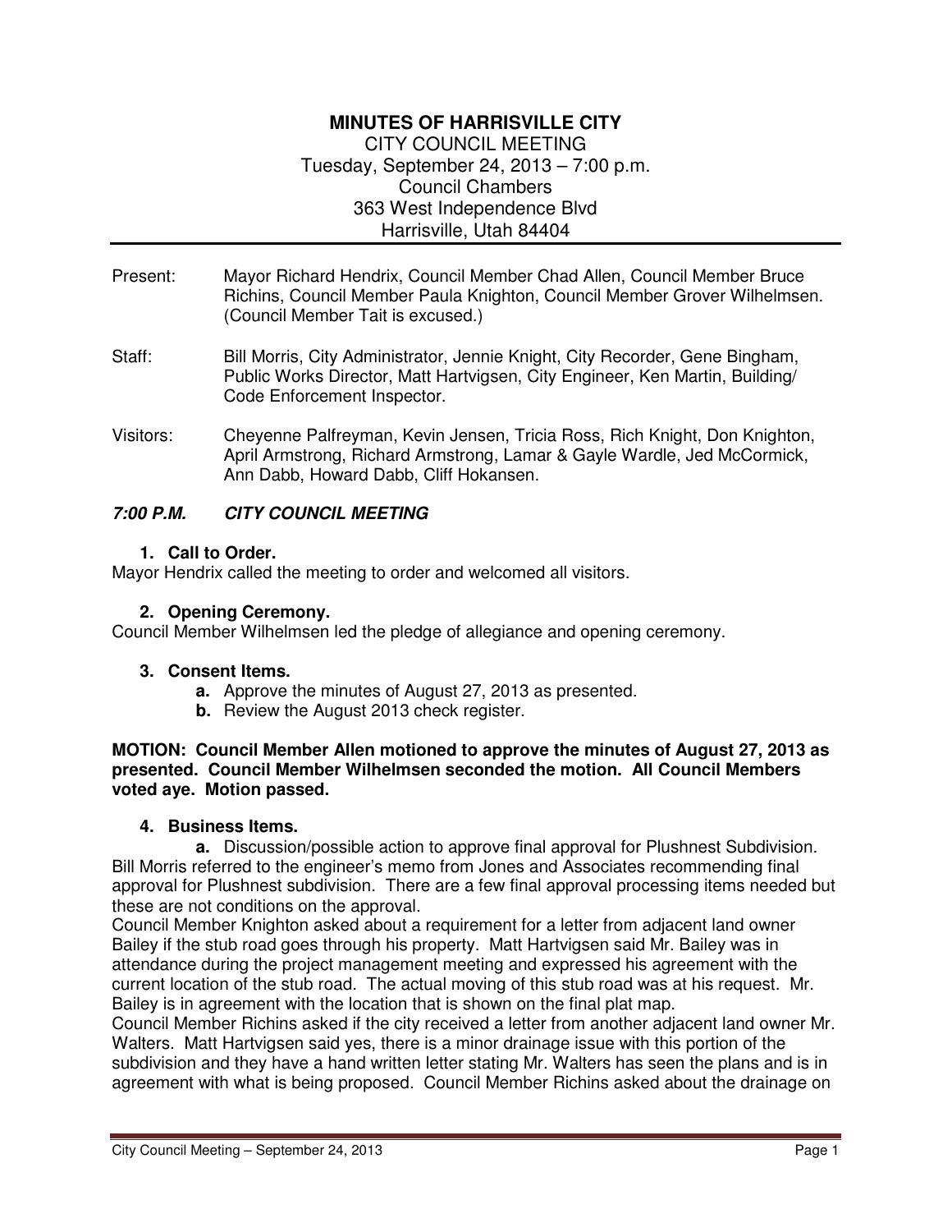# MINUTES OF HARRISVILLE CITY

CITY COUNCIL MEETING
Tuesday, September 24, 2013 – 7:00 p.m.
Council Chambers
363 West Independence Blvd
Harrisville, Utah 84404

Present: Mayor Richard Hendrix, Council Member Chad Allen, Council Member Bruce Richins, Council Member Paula Knighton, Council Member Grover Wilhelmsen. (Council Member Tait is excused.)

Staff: Bill Morris, City Administrator, Jennie Knight, City Recorder, Gene Bingham, Public Works Director, Matt Hartvigsen, City Engineer, Ken Martin, Building/ Code Enforcement Inspector.

Visitors: Cheyenne Palfreyman, Kevin Jensen, Tricia Ross, Rich Knight, Don Knighton, April Armstrong, Richard Armstrong, Lamar & Gayle Wardle, Jed McCormick, Ann Dabb, Howard Dabb, Cliff Hokansen.

## *7:00 P.M. CITY COUNCIL MEETING*

### 1. Call to Order.

Mayor Hendrix called the meeting to order and welcomed all visitors.

### 2. Opening Ceremony.

Council Member Wilhelmsen led the pledge of allegiance and opening ceremony.

### 3. Consent Items.

- **a.** Approve the minutes of August 27, 2013 as presented.
- **b.** Review the August 2013 check register.

**MOTION: Council Member Allen motioned to approve the minutes of August 27, 2013 as presented. Council Member Wilhelmsen seconded the motion. All Council Members voted aye. Motion passed.**

### 4. Business Items.

**a.** Discussion/possible action to approve final approval for Plushnest Subdivision. Bill Morris referred to the engineer's memo from Jones and Associates recommending final approval for Plushnest subdivision. There are a few final approval processing items needed but these are not conditions on the approval.

Council Member Knighton asked about a requirement for a letter from adjacent land owner Bailey if the stub road goes through his property. Matt Hartvigsen said Mr. Bailey was in attendance during the project management meeting and expressed his agreement with the current location of the stub road. The actual moving of this stub road was at his request. Mr. Bailey is in agreement with the location that is shown on the final plat map.

Council Member Richins asked if the city received a letter from another adjacent land owner Mr. Walters. Matt Hartvigsen said yes, there is a minor drainage issue with this portion of the subdivision and they have a hand written letter stating Mr. Walters has seen the plans and is in agreement with what is being proposed. Council Member Richins asked about the drainage on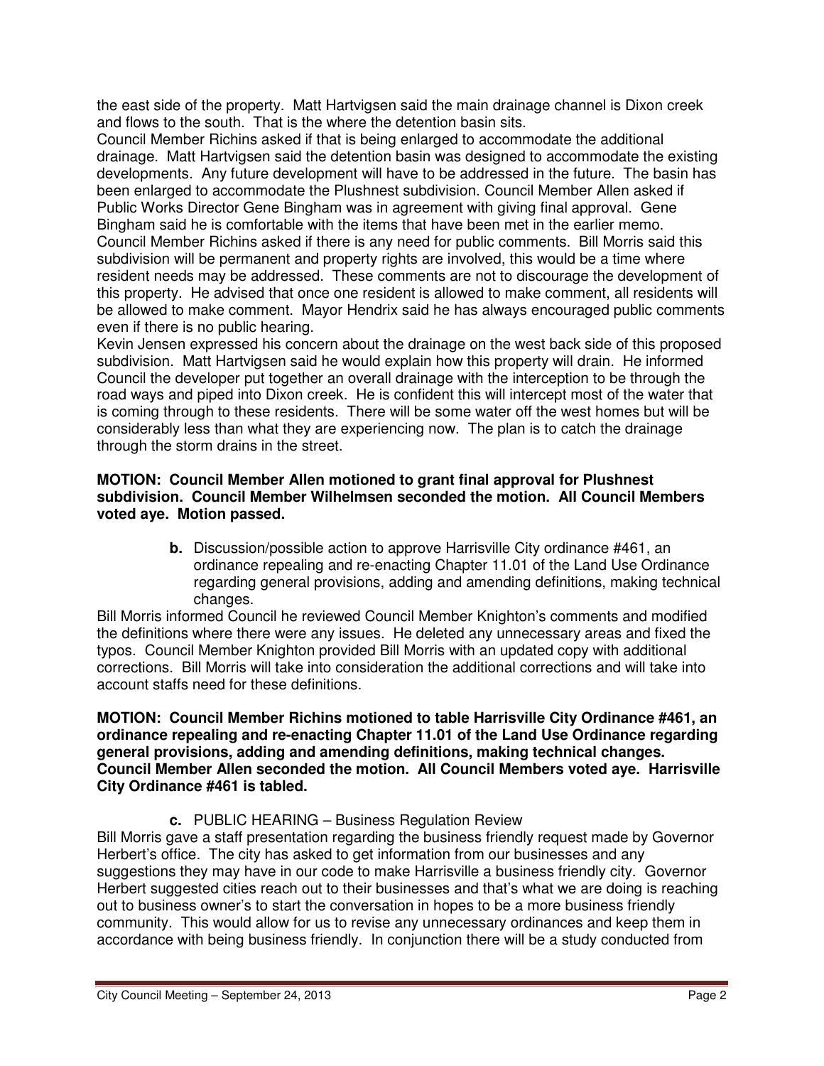the east side of the property. Matt Hartvigsen said the main drainage channel is Dixon creek and flows to the south. That is the where the detention basin sits.

Council Member Richins asked if that is being enlarged to accommodate the additional drainage. Matt Hartvigsen said the detention basin was designed to accommodate the existing developments. Any future development will have to be addressed in the future. The basin has been enlarged to accommodate the Plushnest subdivision. Council Member Allen asked if Public Works Director Gene Bingham was in agreement with giving final approval. Gene Bingham said he is comfortable with the items that have been met in the earlier memo. Council Member Richins asked if there is any need for public comments. Bill Morris said this subdivision will be permanent and property rights are involved, this would be a time where resident needs may be addressed. These comments are not to discourage the development of this property. He advised that once one resident is allowed to make comment, all residents will be allowed to make comment. Mayor Hendrix said he has always encouraged public comments even if there is no public hearing.

Kevin Jensen expressed his concern about the drainage on the west back side of this proposed subdivision. Matt Hartvigsen said he would explain how this property will drain. He informed Council the developer put together an overall drainage with the interception to be through the road ways and piped into Dixon creek. He is confident this will intercept most of the water that is coming through to these residents. There will be some water off the west homes but will be considerably less than what they are experiencing now. The plan is to catch the drainage through the storm drains in the street.

**MOTION: Council Member Allen motioned to grant final approval for Plushnest subdivision. Council Member Wilhelmsen seconded the motion. All Council Members voted aye. Motion passed.**

**b.** Discussion/possible action to approve Harrisville City ordinance #461, an ordinance repealing and re-enacting Chapter 11.01 of the Land Use Ordinance regarding general provisions, adding and amending definitions, making technical changes.

Bill Morris informed Council he reviewed Council Member Knighton's comments and modified the definitions where there were any issues. He deleted any unnecessary areas and fixed the typos. Council Member Knighton provided Bill Morris with an updated copy with additional corrections. Bill Morris will take into consideration the additional corrections and will take into account staffs need for these definitions.

**MOTION: Council Member Richins motioned to table Harrisville City Ordinance #461, an ordinance repealing and re-enacting Chapter 11.01 of the Land Use Ordinance regarding general provisions, adding and amending definitions, making technical changes. Council Member Allen seconded the motion. All Council Members voted aye. Harrisville City Ordinance #461 is tabled.**

**c.** PUBLIC HEARING – Business Regulation Review

Bill Morris gave a staff presentation regarding the business friendly request made by Governor Herbert's office. The city has asked to get information from our businesses and any suggestions they may have in our code to make Harrisville a business friendly city. Governor Herbert suggested cities reach out to their businesses and that's what we are doing is reaching out to business owner's to start the conversation in hopes to be a more business friendly community. This would allow for us to revise any unnecessary ordinances and keep them in accordance with being business friendly. In conjunction there will be a study conducted from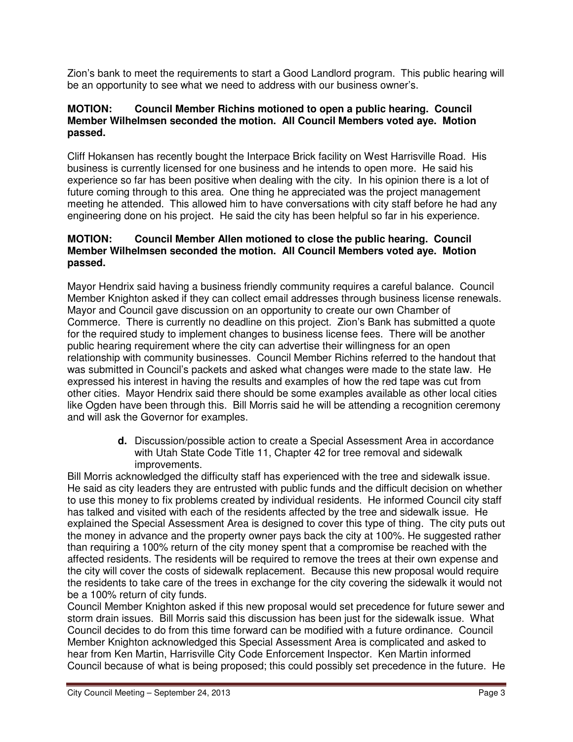Zion's bank to meet the requirements to start a Good Landlord program. This public hearing will be an opportunity to see what we need to address with our business owner's.

**MOTION: Council Member Richins motioned to open a public hearing. Council Member Wilhelmsen seconded the motion. All Council Members voted aye. Motion passed.**

Cliff Hokansen has recently bought the Interpace Brick facility on West Harrisville Road. His business is currently licensed for one business and he intends to open more. He said his experience so far has been positive when dealing with the city. In his opinion there is a lot of future coming through to this area. One thing he appreciated was the project management meeting he attended. This allowed him to have conversations with city staff before he had any engineering done on his project. He said the city has been helpful so far in his experience.

**MOTION: Council Member Allen motioned to close the public hearing. Council Member Wilhelmsen seconded the motion. All Council Members voted aye. Motion passed.**

Mayor Hendrix said having a business friendly community requires a careful balance. Council Member Knighton asked if they can collect email addresses through business license renewals. Mayor and Council gave discussion on an opportunity to create our own Chamber of Commerce. There is currently no deadline on this project. Zion's Bank has submitted a quote for the required study to implement changes to business license fees. There will be another public hearing requirement where the city can advertise their willingness for an open relationship with community businesses. Council Member Richins referred to the handout that was submitted in Council's packets and asked what changes were made to the state law. He expressed his interest in having the results and examples of how the red tape was cut from other cities. Mayor Hendrix said there should be some examples available as other local cities like Ogden have been through this. Bill Morris said he will be attending a recognition ceremony and will ask the Governor for examples.

**d.** Discussion/possible action to create a Special Assessment Area in accordance with Utah State Code Title 11, Chapter 42 for tree removal and sidewalk improvements.

Bill Morris acknowledged the difficulty staff has experienced with the tree and sidewalk issue. He said as city leaders they are entrusted with public funds and the difficult decision on whether to use this money to fix problems created by individual residents. He informed Council city staff has talked and visited with each of the residents affected by the tree and sidewalk issue. He explained the Special Assessment Area is designed to cover this type of thing. The city puts out the money in advance and the property owner pays back the city at 100%. He suggested rather than requiring a 100% return of the city money spent that a compromise be reached with the affected residents. The residents will be required to remove the trees at their own expense and the city will cover the costs of sidewalk replacement. Because this new proposal would require the residents to take care of the trees in exchange for the city covering the sidewalk it would not be a 100% return of city funds.

Council Member Knighton asked if this new proposal would set precedence for future sewer and storm drain issues. Bill Morris said this discussion has been just for the sidewalk issue. What Council decides to do from this time forward can be modified with a future ordinance. Council Member Knighton acknowledged this Special Assessment Area is complicated and asked to hear from Ken Martin, Harrisville City Code Enforcement Inspector. Ken Martin informed Council because of what is being proposed; this could possibly set precedence in the future. He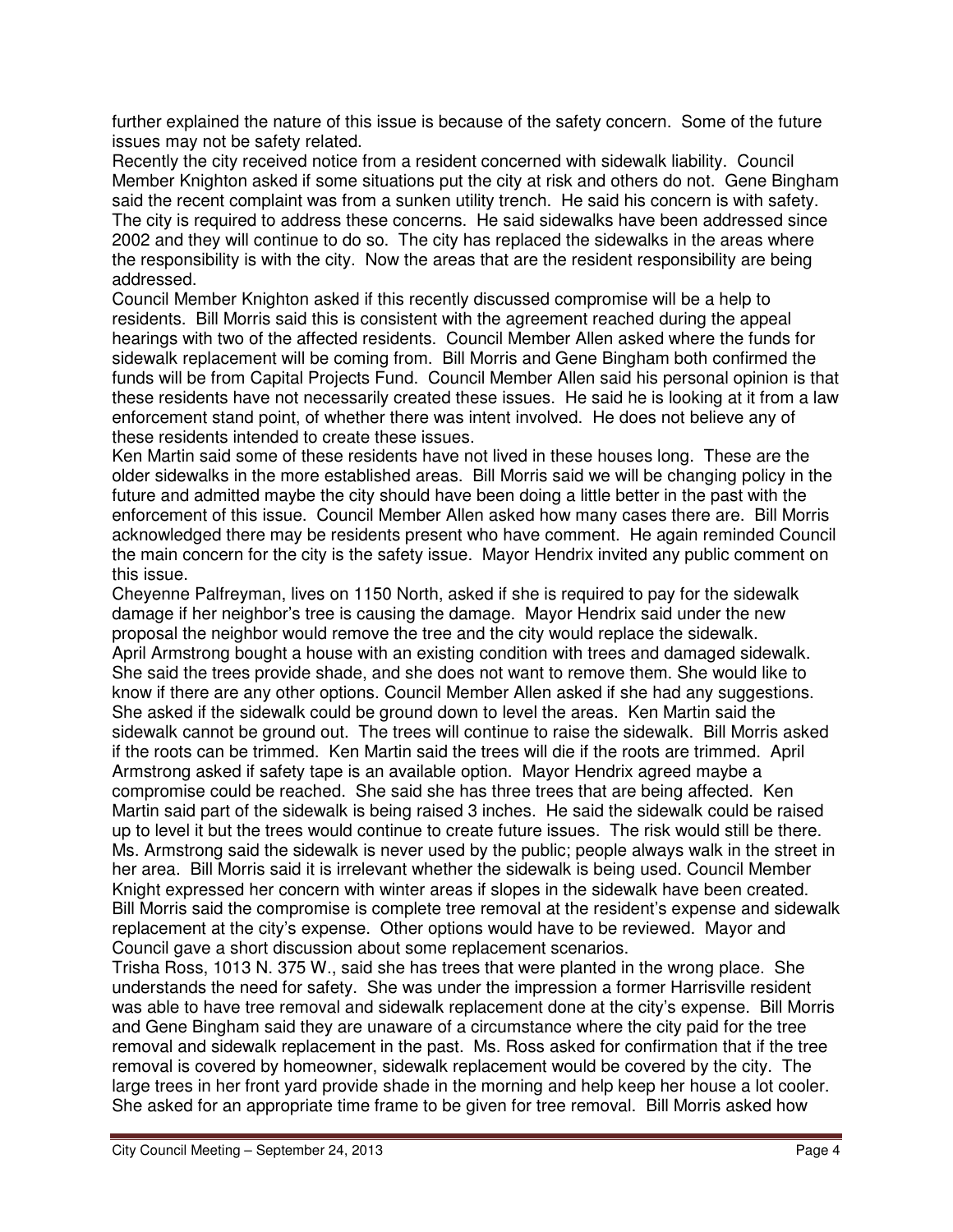further explained the nature of this issue is because of the safety concern. Some of the future issues may not be safety related.

Recently the city received notice from a resident concerned with sidewalk liability. Council Member Knighton asked if some situations put the city at risk and others do not. Gene Bingham said the recent complaint was from a sunken utility trench. He said his concern is with safety. The city is required to address these concerns. He said sidewalks have been addressed since 2002 and they will continue to do so. The city has replaced the sidewalks in the areas where the responsibility is with the city. Now the areas that are the resident responsibility are being addressed.

Council Member Knighton asked if this recently discussed compromise will be a help to residents. Bill Morris said this is consistent with the agreement reached during the appeal hearings with two of the affected residents. Council Member Allen asked where the funds for sidewalk replacement will be coming from. Bill Morris and Gene Bingham both confirmed the funds will be from Capital Projects Fund. Council Member Allen said his personal opinion is that these residents have not necessarily created these issues. He said he is looking at it from a law enforcement stand point, of whether there was intent involved. He does not believe any of these residents intended to create these issues.

Ken Martin said some of these residents have not lived in these houses long. These are the older sidewalks in the more established areas. Bill Morris said we will be changing policy in the future and admitted maybe the city should have been doing a little better in the past with the enforcement of this issue. Council Member Allen asked how many cases there are. Bill Morris acknowledged there may be residents present who have comment. He again reminded Council the main concern for the city is the safety issue. Mayor Hendrix invited any public comment on this issue.

Cheyenne Palfreyman, lives on 1150 North, asked if she is required to pay for the sidewalk damage if her neighbor's tree is causing the damage. Mayor Hendrix said under the new proposal the neighbor would remove the tree and the city would replace the sidewalk.

April Armstrong bought a house with an existing condition with trees and damaged sidewalk. She said the trees provide shade, and she does not want to remove them. She would like to know if there are any other options. Council Member Allen asked if she had any suggestions. She asked if the sidewalk could be ground down to level the areas. Ken Martin said the sidewalk cannot be ground out. The trees will continue to raise the sidewalk. Bill Morris asked if the roots can be trimmed. Ken Martin said the trees will die if the roots are trimmed. April Armstrong asked if safety tape is an available option. Mayor Hendrix agreed maybe a compromise could be reached. She said she has three trees that are being affected. Ken Martin said part of the sidewalk is being raised 3 inches. He said the sidewalk could be raised up to level it but the trees would continue to create future issues. The risk would still be there. Ms. Armstrong said the sidewalk is never used by the public; people always walk in the street in her area. Bill Morris said it is irrelevant whether the sidewalk is being used. Council Member Knight expressed her concern with winter areas if slopes in the sidewalk have been created. Bill Morris said the compromise is complete tree removal at the resident's expense and sidewalk replacement at the city's expense. Other options would have to be reviewed. Mayor and Council gave a short discussion about some replacement scenarios.

Trisha Ross, 1013 N. 375 W., said she has trees that were planted in the wrong place. She understands the need for safety. She was under the impression a former Harrisville resident was able to have tree removal and sidewalk replacement done at the city's expense. Bill Morris and Gene Bingham said they are unaware of a circumstance where the city paid for the tree removal and sidewalk replacement in the past. Ms. Ross asked for confirmation that if the tree removal is covered by homeowner, sidewalk replacement would be covered by the city. The large trees in her front yard provide shade in the morning and help keep her house a lot cooler. She asked for an appropriate time frame to be given for tree removal. Bill Morris asked how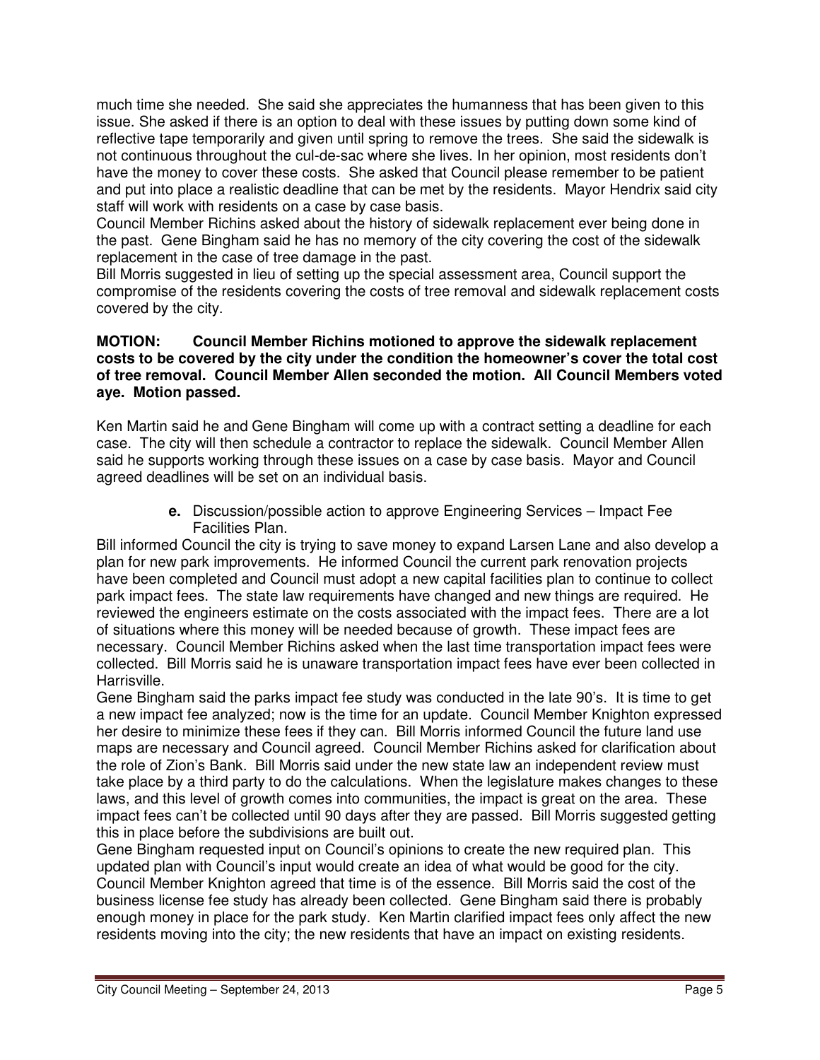much time she needed. She said she appreciates the humanness that has been given to this issue. She asked if there is an option to deal with these issues by putting down some kind of reflective tape temporarily and given until spring to remove the trees. She said the sidewalk is not continuous throughout the cul-de-sac where she lives. In her opinion, most residents don't have the money to cover these costs. She asked that Council please remember to be patient and put into place a realistic deadline that can be met by the residents. Mayor Hendrix said city staff will work with residents on a case by case basis.

Council Member Richins asked about the history of sidewalk replacement ever being done in the past. Gene Bingham said he has no memory of the city covering the cost of the sidewalk replacement in the case of tree damage in the past.

Bill Morris suggested in lieu of setting up the special assessment area, Council support the compromise of the residents covering the costs of tree removal and sidewalk replacement costs covered by the city.

**MOTION: Council Member Richins motioned to approve the sidewalk replacement costs to be covered by the city under the condition the homeowner's cover the total cost of tree removal. Council Member Allen seconded the motion. All Council Members voted aye. Motion passed.**

Ken Martin said he and Gene Bingham will come up with a contract setting a deadline for each case. The city will then schedule a contractor to replace the sidewalk. Council Member Allen said he supports working through these issues on a case by case basis. Mayor and Council agreed deadlines will be set on an individual basis.

**e.** Discussion/possible action to approve Engineering Services – Impact Fee Facilities Plan.

Bill informed Council the city is trying to save money to expand Larsen Lane and also develop a plan for new park improvements. He informed Council the current park renovation projects have been completed and Council must adopt a new capital facilities plan to continue to collect park impact fees. The state law requirements have changed and new things are required. He reviewed the engineers estimate on the costs associated with the impact fees. There are a lot of situations where this money will be needed because of growth. These impact fees are necessary. Council Member Richins asked when the last time transportation impact fees were collected. Bill Morris said he is unaware transportation impact fees have ever been collected in Harrisville.

Gene Bingham said the parks impact fee study was conducted in the late 90's. It is time to get a new impact fee analyzed; now is the time for an update. Council Member Knighton expressed her desire to minimize these fees if they can. Bill Morris informed Council the future land use maps are necessary and Council agreed. Council Member Richins asked for clarification about the role of Zion's Bank. Bill Morris said under the new state law an independent review must take place by a third party to do the calculations. When the legislature makes changes to these laws, and this level of growth comes into communities, the impact is great on the area. These impact fees can't be collected until 90 days after they are passed. Bill Morris suggested getting this in place before the subdivisions are built out.

Gene Bingham requested input on Council's opinions to create the new required plan. This updated plan with Council's input would create an idea of what would be good for the city. Council Member Knighton agreed that time is of the essence. Bill Morris said the cost of the business license fee study has already been collected. Gene Bingham said there is probably enough money in place for the park study. Ken Martin clarified impact fees only affect the new residents moving into the city; the new residents that have an impact on existing residents.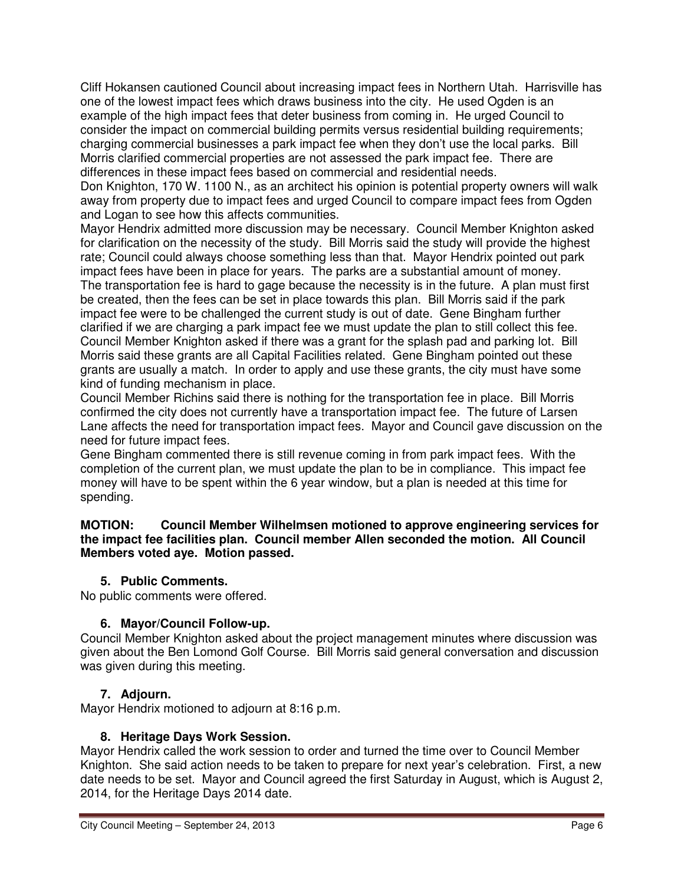Cliff Hokansen cautioned Council about increasing impact fees in Northern Utah. Harrisville has one of the lowest impact fees which draws business into the city. He used Ogden is an example of the high impact fees that deter business from coming in. He urged Council to consider the impact on commercial building permits versus residential building requirements; charging commercial businesses a park impact fee when they don't use the local parks. Bill Morris clarified commercial properties are not assessed the park impact fee. There are differences in these impact fees based on commercial and residential needs.

Don Knighton, 170 W. 1100 N., as an architect his opinion is potential property owners will walk away from property due to impact fees and urged Council to compare impact fees from Ogden and Logan to see how this affects communities.

Mayor Hendrix admitted more discussion may be necessary. Council Member Knighton asked for clarification on the necessity of the study. Bill Morris said the study will provide the highest rate; Council could always choose something less than that. Mayor Hendrix pointed out park impact fees have been in place for years. The parks are a substantial amount of money. The transportation fee is hard to gage because the necessity is in the future. A plan must first be created, then the fees can be set in place towards this plan. Bill Morris said if the park impact fee were to be challenged the current study is out of date. Gene Bingham further clarified if we are charging a park impact fee we must update the plan to still collect this fee. Council Member Knighton asked if there was a grant for the splash pad and parking lot. Bill Morris said these grants are all Capital Facilities related. Gene Bingham pointed out these grants are usually a match. In order to apply and use these grants, the city must have some kind of funding mechanism in place.

Council Member Richins said there is nothing for the transportation fee in place. Bill Morris confirmed the city does not currently have a transportation impact fee. The future of Larsen Lane affects the need for transportation impact fees. Mayor and Council gave discussion on the need for future impact fees.

Gene Bingham commented there is still revenue coming in from park impact fees. With the completion of the current plan, we must update the plan to be in compliance. This impact fee money will have to be spent within the 6 year window, but a plan is needed at this time for spending.

**MOTION: Council Member Wilhelmsen motioned to approve engineering services for the impact fee facilities plan. Council member Allen seconded the motion. All Council Members voted aye. Motion passed.**

### 5. Public Comments.

No public comments were offered.

### 6. Mayor/Council Follow-up.

Council Member Knighton asked about the project management minutes where discussion was given about the Ben Lomond Golf Course. Bill Morris said general conversation and discussion was given during this meeting.

### 7. Adjourn.

Mayor Hendrix motioned to adjourn at 8:16 p.m.

### 8. Heritage Days Work Session.

Mayor Hendrix called the work session to order and turned the time over to Council Member Knighton. She said action needs to be taken to prepare for next year's celebration. First, a new date needs to be set. Mayor and Council agreed the first Saturday in August, which is August 2, 2014, for the Heritage Days 2014 date.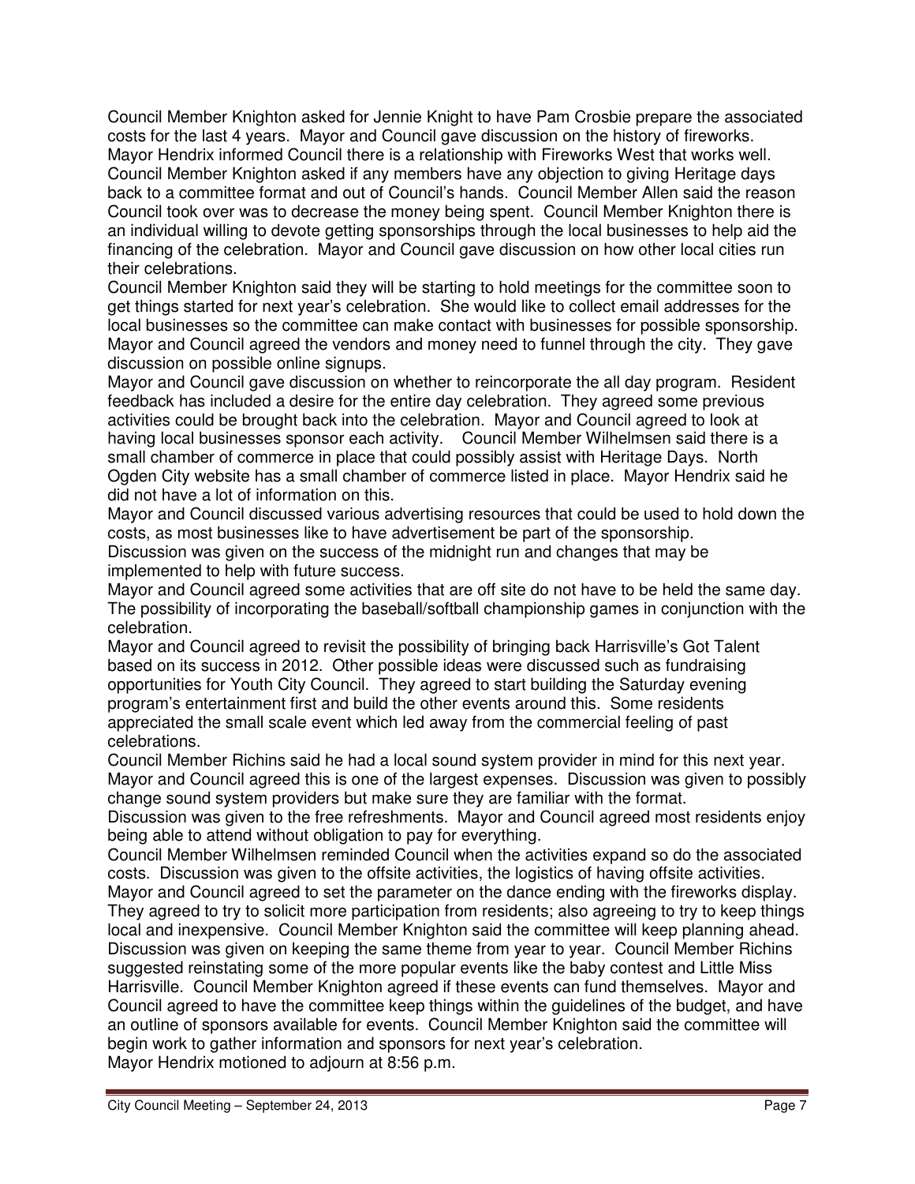Council Member Knighton asked for Jennie Knight to have Pam Crosbie prepare the associated costs for the last 4 years. Mayor and Council gave discussion on the history of fireworks. Mayor Hendrix informed Council there is a relationship with Fireworks West that works well. Council Member Knighton asked if any members have any objection to giving Heritage days back to a committee format and out of Council's hands. Council Member Allen said the reason Council took over was to decrease the money being spent. Council Member Knighton there is an individual willing to devote getting sponsorships through the local businesses to help aid the financing of the celebration. Mayor and Council gave discussion on how other local cities run their celebrations.

Council Member Knighton said they will be starting to hold meetings for the committee soon to get things started for next year's celebration. She would like to collect email addresses for the local businesses so the committee can make contact with businesses for possible sponsorship. Mayor and Council agreed the vendors and money need to funnel through the city. They gave discussion on possible online signups.

Mayor and Council gave discussion on whether to reincorporate the all day program. Resident feedback has included a desire for the entire day celebration. They agreed some previous activities could be brought back into the celebration. Mayor and Council agreed to look at having local businesses sponsor each activity. Council Member Wilhelmsen said there is a small chamber of commerce in place that could possibly assist with Heritage Days. North Ogden City website has a small chamber of commerce listed in place. Mayor Hendrix said he did not have a lot of information on this.

Mayor and Council discussed various advertising resources that could be used to hold down the costs, as most businesses like to have advertisement be part of the sponsorship.

Discussion was given on the success of the midnight run and changes that may be implemented to help with future success.

Mayor and Council agreed some activities that are off site do not have to be held the same day. The possibility of incorporating the baseball/softball championship games in conjunction with the celebration.

Mayor and Council agreed to revisit the possibility of bringing back Harrisville's Got Talent based on its success in 2012. Other possible ideas were discussed such as fundraising opportunities for Youth City Council. They agreed to start building the Saturday evening program's entertainment first and build the other events around this. Some residents appreciated the small scale event which led away from the commercial feeling of past celebrations.

Council Member Richins said he had a local sound system provider in mind for this next year. Mayor and Council agreed this is one of the largest expenses. Discussion was given to possibly change sound system providers but make sure they are familiar with the format.

Discussion was given to the free refreshments. Mayor and Council agreed most residents enjoy being able to attend without obligation to pay for everything.

Council Member Wilhelmsen reminded Council when the activities expand so do the associated costs. Discussion was given to the offsite activities, the logistics of having offsite activities. Mayor and Council agreed to set the parameter on the dance ending with the fireworks display. They agreed to try to solicit more participation from residents; also agreeing to try to keep things local and inexpensive. Council Member Knighton said the committee will keep planning ahead. Discussion was given on keeping the same theme from year to year. Council Member Richins suggested reinstating some of the more popular events like the baby contest and Little Miss Harrisville. Council Member Knighton agreed if these events can fund themselves. Mayor and Council agreed to have the committee keep things within the guidelines of the budget, and have an outline of sponsors available for events. Council Member Knighton said the committee will begin work to gather information and sponsors for next year's celebration.

Mayor Hendrix motioned to adjourn at 8:56 p.m.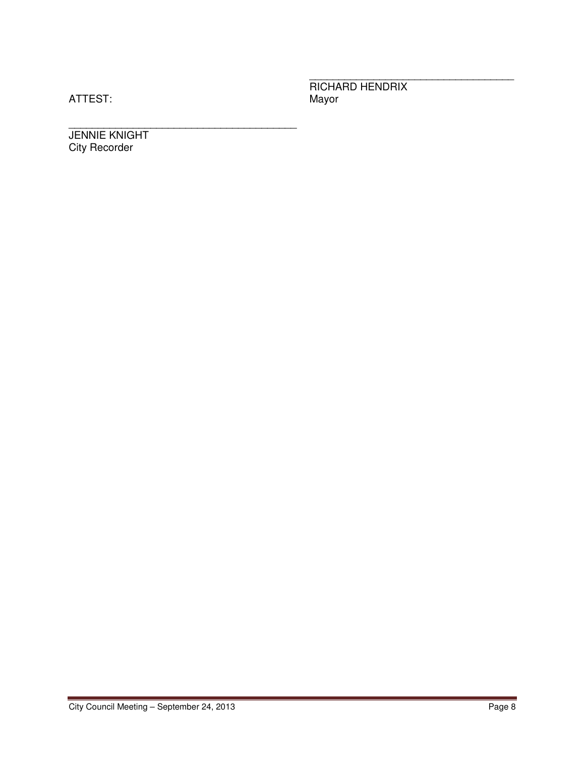\_\_\_\_\_\_\_\_\_\_\_\_\_\_\_\_\_\_\_\_\_\_\_\_\_\_\_\_\_\_\_\_\_\_\_\_\_\_\_\_

RICHARD HENDRIX
Mayor

ATTEST:

\_\_\_\_\_\_\_\_\_\_\_\_\_\_\_\_\_\_\_\_\_\_\_\_\_\_\_\_\_\_\_\_\_\_\_\_\_\_\_\_\_\_\_\_

JENNIE KNIGHT
City Recorder